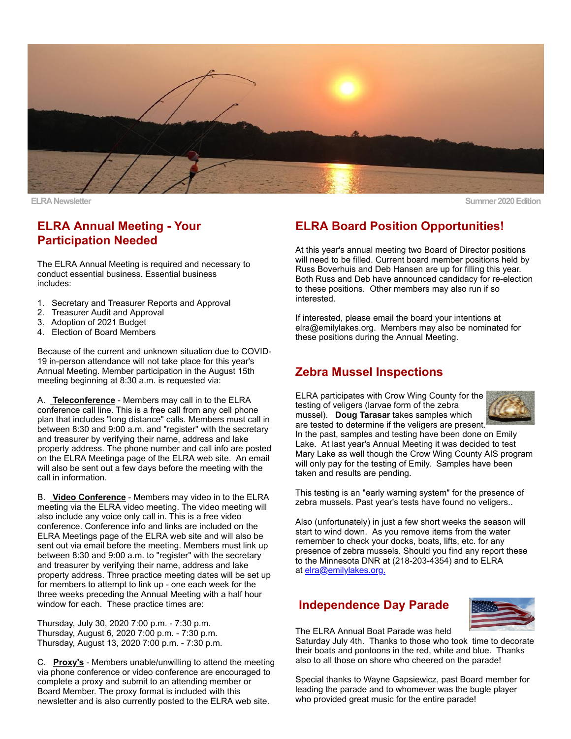ELRA Newsletter

Summer 2020 Edition

## ELRA Annual Meeting - Your Participation Needed

The ELRA Annual Meeting is required and necessary to conduct essential business. Essential business includes:

1. Secretary and Treasurer Reports and Approval
2. Treasurer Audit and Approval
3. Adoption of 2021 Budget
4. Election of Board Members

Because of the current and unknown situation due to COVID-19 in-person attendance will not take place for this year's Annual Meeting. Member participation in the August 15th meeting beginning at 8:30 a.m. is requested via:

A. **Teleconference** - Members may call in to the ELRA conference call line. This is a free call from any cell phone plan that includes "long distance" calls. Members must call in between 8:30 and 9:00 a.m. and "register" with the secretary and treasurer by verifying their name, address and lake property address. The phone number and call info are posted on the ELRA Meetinga page of the ELRA web site. An email will also be sent out a few days before the meeting with the call in information.

B. **Video Conference** - Members may video in to the ELRA meeting via the ELRA video meeting. The video meeting will also include any voice only call in. This is a free video conference. Conference info and links are included on the ELRA Meetings page of the ELRA web site and will also be sent out via email before the meeting. Members must link up between 8:30 and 9:00 a.m. to "register" with the secretary and treasurer by verifying their name, address and lake property address. Three practice meeting dates will be set up for members to attempt to link up - one each week for the three weeks preceding the Annual Meeting with a half hour window for each. These practice times are:

Thursday, July 30, 2020 7:00 p.m. - 7:30 p.m.
Thursday, August 6, 2020 7:00 p.m. - 7:30 p.m.
Thursday, August 13, 2020 7:00 p.m. - 7:30 p.m.

C. **Proxy's** - Members unable/unwilling to attend the meeting via phone conference or video conference are encouraged to complete a proxy and submit to an attending member or Board Member. The proxy format is included with this newsletter and is also currently posted to the ELRA web site.

## ELRA Board Position Opportunities!

At this year's annual meeting two Board of Director positions will need to be filled. Current board member positions held by Russ Boverhuis and Deb Hansen are up for filling this year. Both Russ and Deb have announced candidacy for re-election to these positions. Other members may also run if so interested.

If interested, please email the board your intentions at elra@emilylakes.org. Members may also be nominated for these positions during the Annual Meeting.

## Zebra Mussel Inspections

ELRA participates with Crow Wing County for the testing of veligers (larvae form of the zebra mussel). **Doug Tarasar** takes samples which are tested to determine if the veligers are present. In the past, samples and testing have been done on Emily Lake. At last year's Annual Meeting it was decided to test Mary Lake as well though the Crow Wing County AIS program will only pay for the testing of Emily. Samples have been taken and results are pending.

This testing is an "early warning system" for the presence of zebra mussels. Past year's tests have found no veligers..

Also (unfortunately) in just a few short weeks the season will start to wind down. As you remove items from the water remember to check your docks, boats, lifts, etc. for any presence of zebra mussels. Should you find any report these to the Minnesota DNR at (218-203-4354) and to ELRA at elra@emilylakes.org.

## Independence Day Parade

The ELRA Annual Boat Parade was held Saturday July 4th. Thanks to those who took time to decorate their boats and pontoons in the red, white and blue. Thanks also to all those on shore who cheered on the parade!

Special thanks to Wayne Gapsiewicz, past Board member for leading the parade and to whomever was the bugle player who provided great music for the entire parade!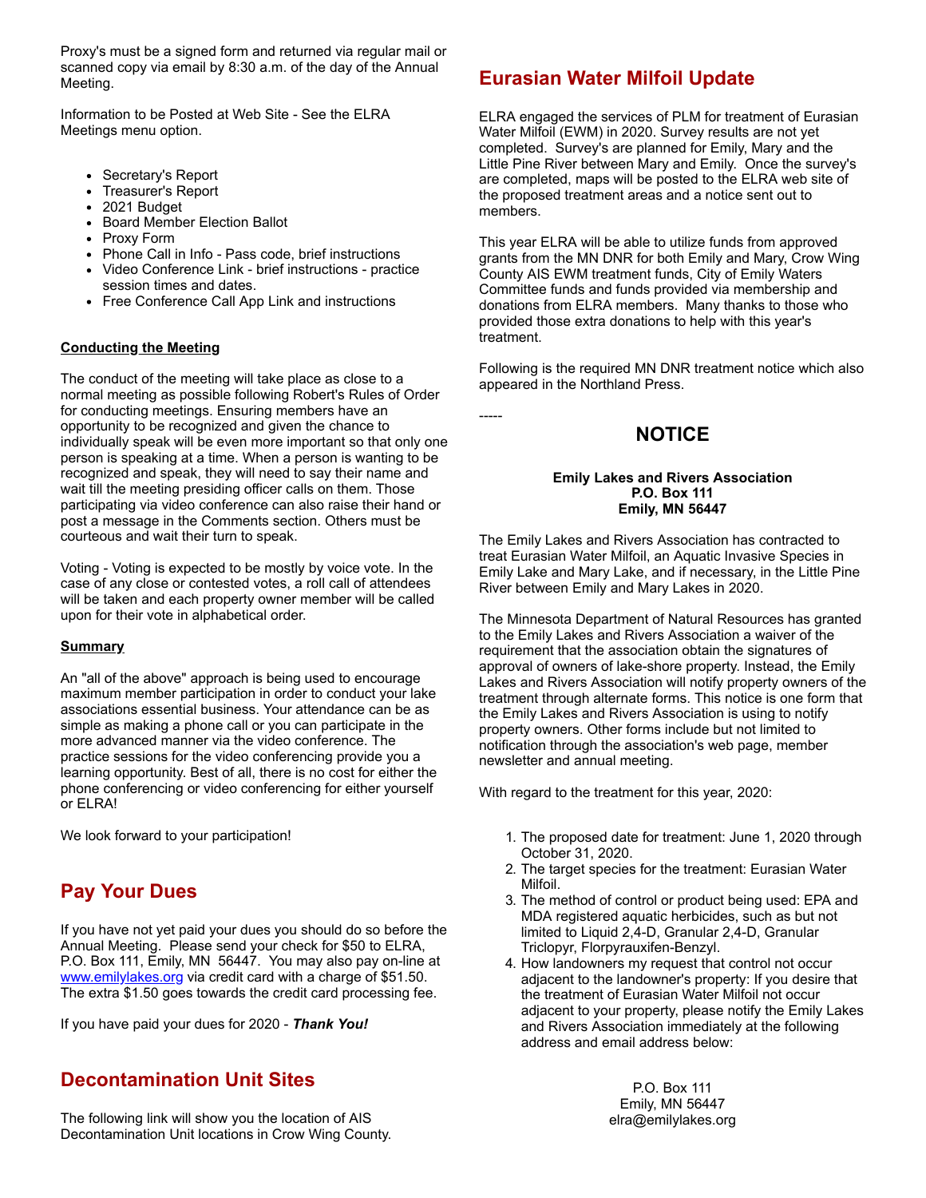Proxy's must be a signed form and returned via regular mail or scanned copy via email by 8:30 a.m. of the day of the Annual Meeting.

Information to be Posted at Web Site - See the ELRA Meetings menu option.

- Secretary's Report
- Treasurer's Report
- 2021 Budget
- Board Member Election Ballot
- Proxy Form
- Phone Call in Info - Pass code, brief instructions
- Video Conference Link - brief instructions - practice session times and dates.
- Free Conference Call App Link and instructions

**Conducting the Meeting**

The conduct of the meeting will take place as close to a normal meeting as possible following Robert's Rules of Order for conducting meetings. Ensuring members have an opportunity to be recognized and given the chance to individually speak will be even more important so that only one person is speaking at a time. When a person is wanting to be recognized and speak, they will need to say their name and wait till the meeting presiding officer calls on them. Those participating via video conference can also raise their hand or post a message in the Comments section. Others must be courteous and wait their turn to speak.

Voting - Voting is expected to be mostly by voice vote. In the case of any close or contested votes, a roll call of attendees will be taken and each property owner member will be called upon for their vote in alphabetical order.

**Summary**

An "all of the above" approach is being used to encourage maximum member participation in order to conduct your lake associations essential business. Your attendance can be as simple as making a phone call or you can participate in the more advanced manner via the video conference. The practice sessions for the video conferencing provide you a learning opportunity. Best of all, there is no cost for either the phone conferencing or video conferencing for either yourself or ELRA!

We look forward to your participation!

## Pay Your Dues

If you have not yet paid your dues you should do so before the Annual Meeting. Please send your check for $50 to ELRA, P.O. Box 111, Emily, MN 56447. You may also pay on-line at www.emilylakes.org via credit card with a charge of $51.50. The extra $1.50 goes towards the credit card processing fee.

If you have paid your dues for 2020 - ***Thank You!***

## Decontamination Unit Sites

The following link will show you the location of AIS Decontamination Unit locations in Crow Wing County.

## Eurasian Water Milfoil Update

ELRA engaged the services of PLM for treatment of Eurasian Water Milfoil (EWM) in 2020. Survey results are not yet completed. Survey's are planned for Emily, Mary and the Little Pine River between Mary and Emily. Once the survey's are completed, maps will be posted to the ELRA web site of the proposed treatment areas and a notice sent out to members.

This year ELRA will be able to utilize funds from approved grants from the MN DNR for both Emily and Mary, Crow Wing County AIS EWM treatment funds, City of Emily Waters Committee funds and funds provided via membership and donations from ELRA members. Many thanks to those who provided those extra donations to help with this year's treatment.

Following is the required MN DNR treatment notice which also appeared in the Northland Press.

-----

### NOTICE

**Emily Lakes and Rivers Association**
**P.O. Box 111**
**Emily, MN 56447**

The Emily Lakes and Rivers Association has contracted to treat Eurasian Water Milfoil, an Aquatic Invasive Species in Emily Lake and Mary Lake, and if necessary, in the Little Pine River between Emily and Mary Lakes in 2020.

The Minnesota Department of Natural Resources has granted to the Emily Lakes and Rivers Association a waiver of the requirement that the association obtain the signatures of approval of owners of lake-shore property. Instead, the Emily Lakes and Rivers Association will notify property owners of the treatment through alternate forms. This notice is one form that the Emily Lakes and Rivers Association is using to notify property owners. Other forms include but not limited to notification through the association's web page, member newsletter and annual meeting.

With regard to the treatment for this year, 2020:

1. The proposed date for treatment: June 1, 2020 through October 31, 2020.
2. The target species for the treatment: Eurasian Water Milfoil.
3. The method of control or product being used: EPA and MDA registered aquatic herbicides, such as but not limited to Liquid 2,4-D, Granular 2,4-D, Granular Triclopyr, Florpyrauxifen-Benzyl.
4. How landowners my request that control not occur adjacent to the landowner's property: If you desire that the treatment of Eurasian Water Milfoil not occur adjacent to your property, please notify the Emily Lakes and Rivers Association immediately at the following address and email address below:

P.O. Box 111
Emily, MN 56447
elra@emilylakes.org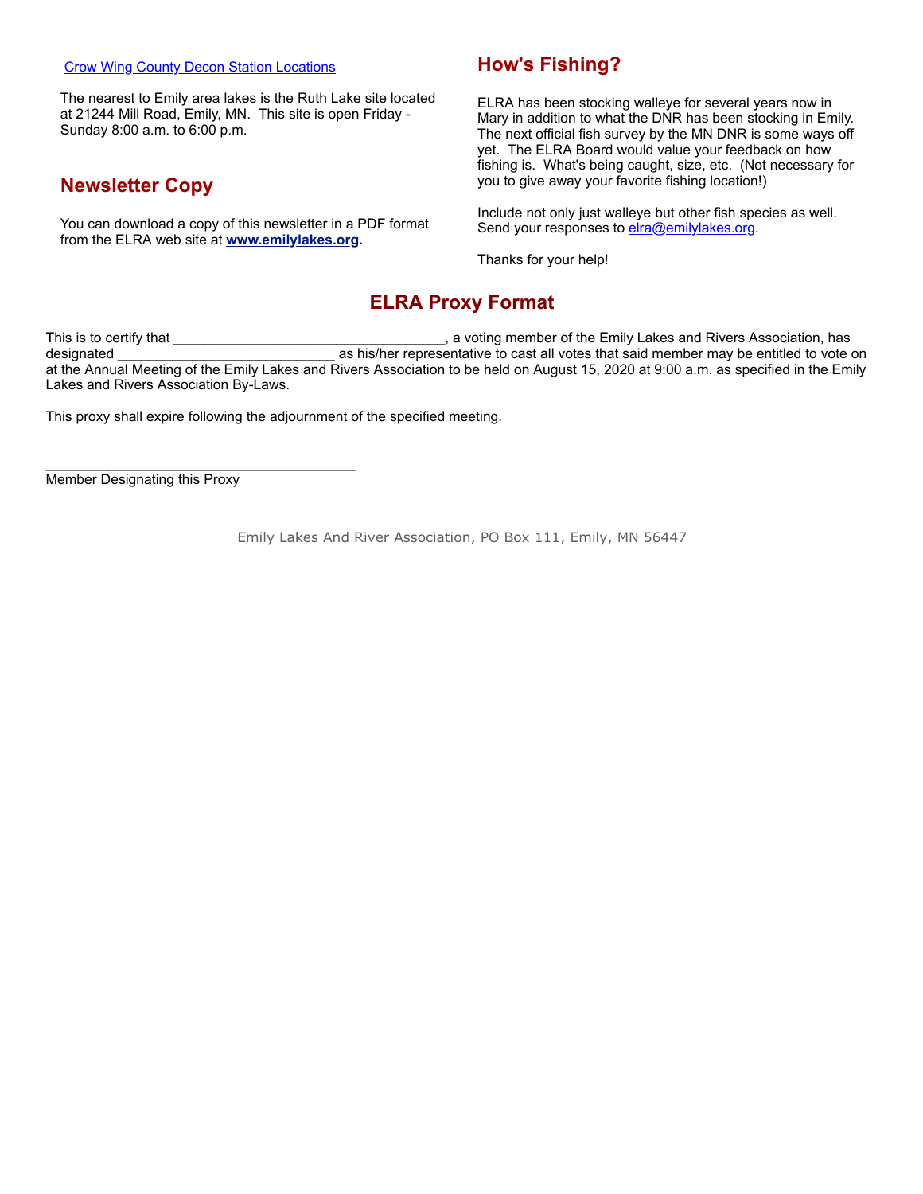[Crow Wing County Decon Station Locations]

The nearest to Emily area lakes is the Ruth Lake site located at 21244 Mill Road, Emily, MN. This site is open Friday - Sunday 8:00 a.m. to 6:00 p.m.

## Newsletter Copy

You can download a copy of this newsletter in a PDF format from the ELRA web site at **www.emilylakes.org.**

## How's Fishing?

ELRA has been stocking walleye for several years now in Mary in addition to what the DNR has been stocking in Emily. The next official fish survey by the MN DNR is some ways off yet. The ELRA Board would value your feedback on how fishing is. What's being caught, size, etc. (Not necessary for you to give away your favorite fishing location!)

Include not only just walleye but other fish species as well. Send your responses to elra@emilylakes.org.

Thanks for your help!

## ELRA Proxy Format

This is to certify that ___________________________________, a voting member of the Emily Lakes and Rivers Association, has designated ____________________________ as his/her representative to cast all votes that said member may be entitled to vote on at the Annual Meeting of the Emily Lakes and Rivers Association to be held on August 15, 2020 at 9:00 a.m. as specified in the Emily Lakes and Rivers Association By-Laws.

This proxy shall expire following the adjournment of the specified meeting.

________________________________________
Member Designating this Proxy

Emily Lakes And River Association, PO Box 111, Emily, MN 56447